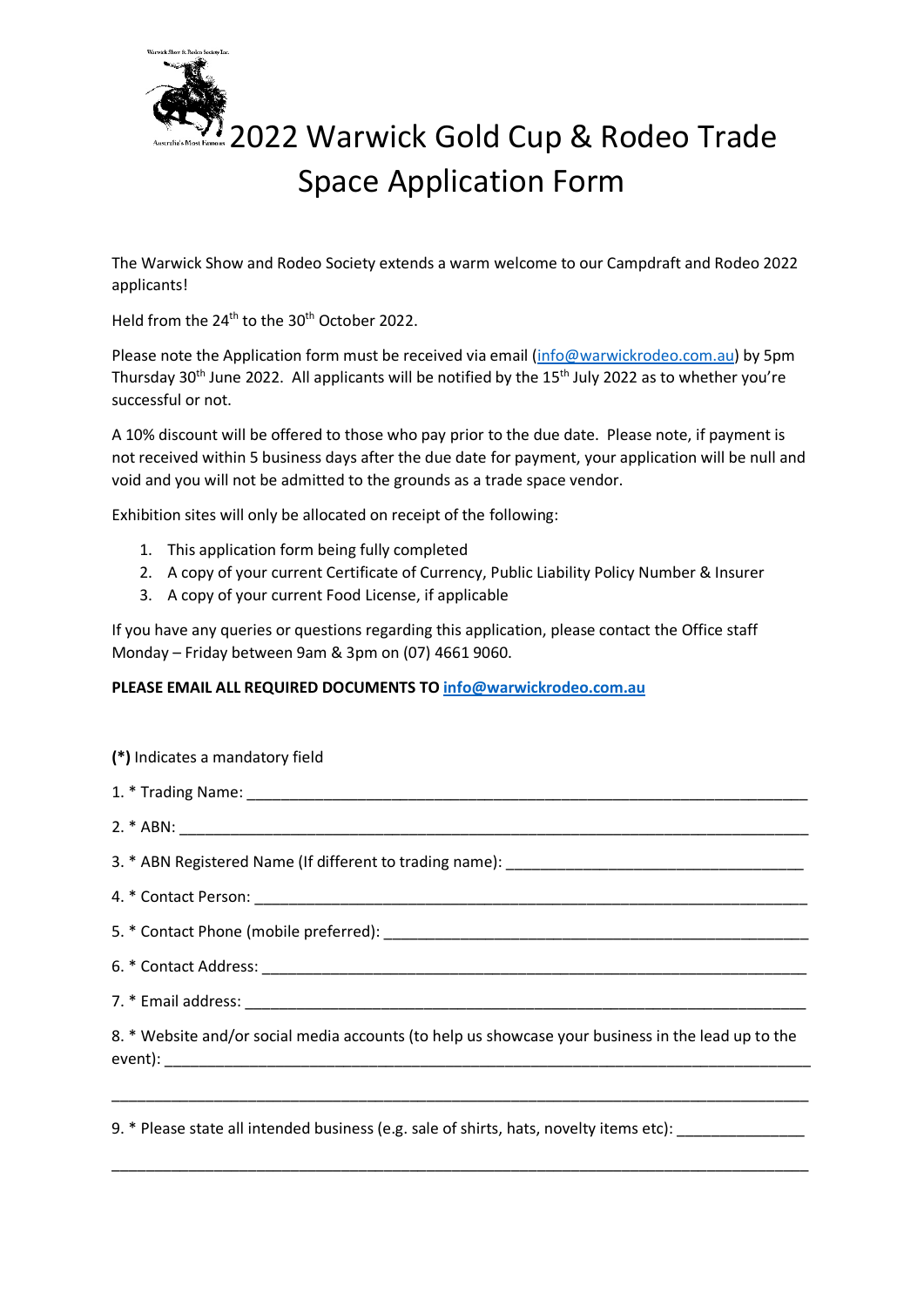# 2022 Warwick Gold Cup & Rodeo Trade Space Application Form

The Warwick Show and Rodeo Society extends a warm welcome to our Campdraft and Rodeo 2022 applicants!

Held from the 24th to the 30th October 2022.

Please note the Application form must be received via email (info@warwickrodeo.com.au) by 5pm Thursday 30th June 2022. All applicants will be notified by the 15th July 2022 as to whether you're successful or not.

A 10% discount will be offered to those who pay prior to the due date. Please note, if payment is not received within 5 business days after the due date for payment, your application will be null and void and you will not be admitted to the grounds as a trade space vendor.

Exhibition sites will only be allocated on receipt of the following:

1. This application form being fully completed
2. A copy of your current Certificate of Currency, Public Liability Policy Number & Insurer
3. A copy of your current Food License, if applicable

If you have any queries or questions regarding this application, please contact the Office staff Monday – Friday between 9am & 3pm on (07) 4661 9060.

**PLEASE EMAIL ALL REQUIRED DOCUMENTS TO info@warwickrodeo.com.au**

**(*)** Indicates a mandatory field

1. * Trading Name: ____________________________________________

2. * ABN: ____________________________________________

3. * ABN Registered Name (If different to trading name): ______________________________

4. * Contact Person: ____________________________________________

5. * Contact Phone (mobile preferred): ______________________________

6. * Contact Address: ____________________________________________

7. * Email address: ____________________________________________

8. * Website and/or social media accounts (to help us showcase your business in the lead up to the event): ____________________________________________

____________________________________________

9. * Please state all intended business (e.g. sale of shirts, hats, novelty items etc): ______________

____________________________________________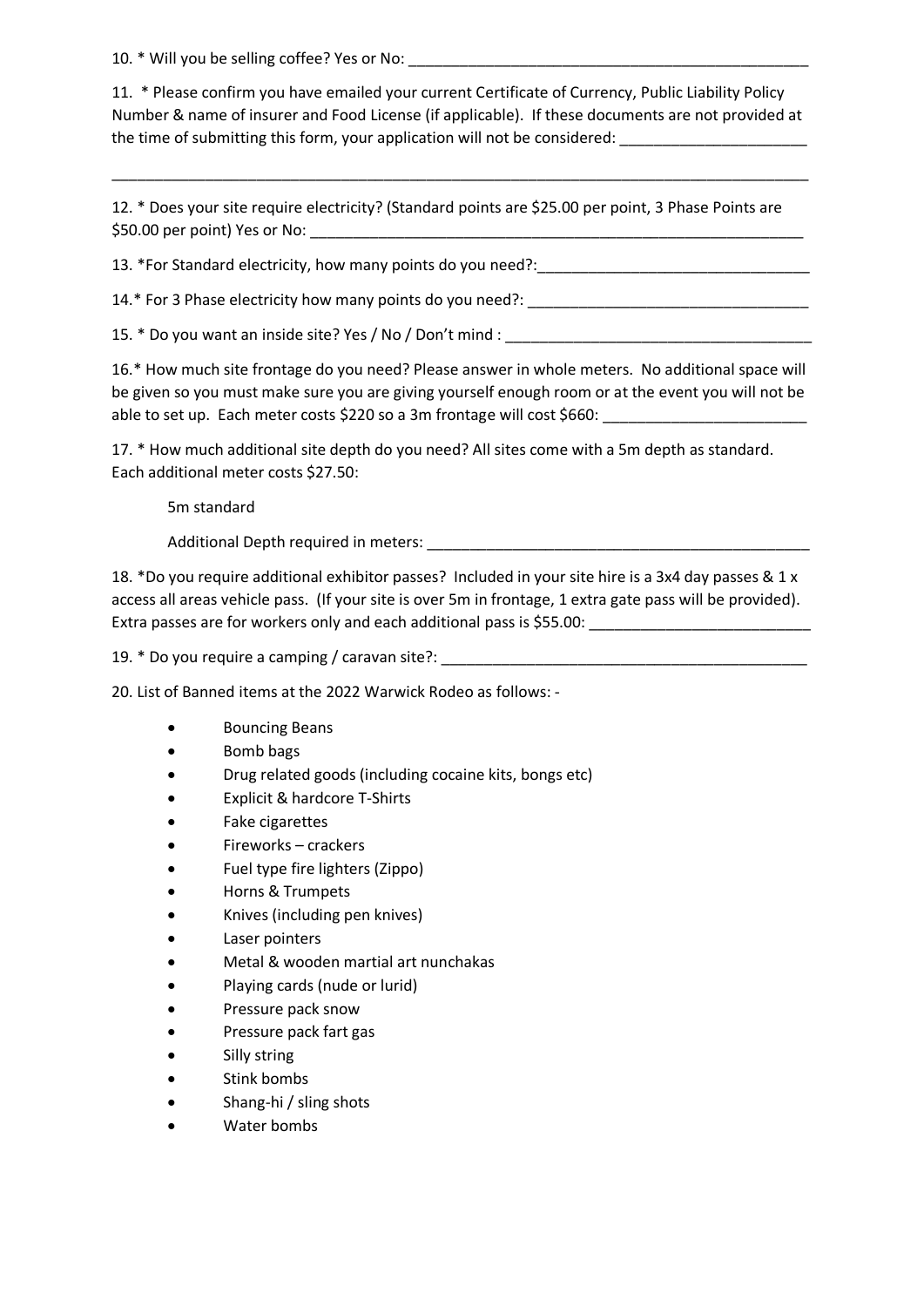10. * Will you be selling coffee? Yes or No: _______________________________________________

11. * Please confirm you have emailed your current Certificate of Currency, Public Liability Policy Number & name of insurer and Food License (if applicable). If these documents are not provided at the time of submitting this form, your application will not be considered: ______________________

_________________________________________________________________________________________

12. * Does your site require electricity? (Standard points are $25.00 per point, 3 Phase Points are $50.00 per point) Yes or No: _____________________________________________________________

13. *For Standard electricity, how many points do you need?:________________________________

14.* For 3 Phase electricity how many points do you need?: _________________________________

15. * Do you want an inside site? Yes / No / Don't mind : ____________________________________

16.* How much site frontage do you need? Please answer in whole meters. No additional space will be given so you must make sure you are giving yourself enough room or at the event you will not be able to set up. Each meter costs $220 so a 3m frontage will cost $660: ________________________

17. * How much additional site depth do you need? All sites come with a 5m depth as standard. Each additional meter costs $27.50:

5m standard

Additional Depth required in meters: _______________________________________________

18. *Do you require additional exhibitor passes? Included in your site hire is a 3x4 day passes & 1 x access all areas vehicle pass. (If your site is over 5m in frontage, 1 extra gate pass will be provided). Extra passes are for workers only and each additional pass is $55.00: _________________________

19. * Do you require a camping / caravan site?: ____________________________________________

20. List of Banned items at the 2022 Warwick Rodeo as follows: -

- Bouncing Beans
- Bomb bags
- Drug related goods (including cocaine kits, bongs etc)
- Explicit & hardcore T-Shirts
- Fake cigarettes
- Fireworks – crackers
- Fuel type fire lighters (Zippo)
- Horns & Trumpets
- Knives (including pen knives)
- Laser pointers
- Metal & wooden martial art nunchakas
- Playing cards (nude or lurid)
- Pressure pack snow
- Pressure pack fart gas
- Silly string
- Stink bombs
- Shang-hi / sling shots
- Water bombs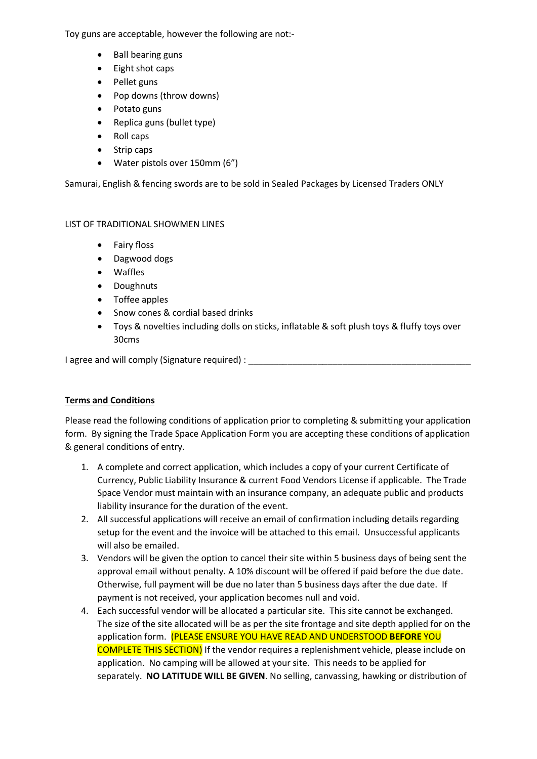Toy guns are acceptable, however the following are not:-

- Ball bearing guns
- Eight shot caps
- Pellet guns
- Pop downs (throw downs)
- Potato guns
- Replica guns (bullet type)
- Roll caps
- Strip caps
- Water pistols over 150mm (6")

Samurai, English & fencing swords are to be sold in Sealed Packages by Licensed Traders ONLY

LIST OF TRADITIONAL SHOWMEN LINES

- Fairy floss
- Dagwood dogs
- Waffles
- Doughnuts
- Toffee apples
- Snow cones & cordial based drinks
- Toys & novelties including dolls on sticks, inflatable & soft plush toys & fluffy toys over 30cms

I agree and will comply (Signature required) : _______________________________________________

**Terms and Conditions**

Please read the following conditions of application prior to completing & submitting your application form. By signing the Trade Space Application Form you are accepting these conditions of application & general conditions of entry.

1. A complete and correct application, which includes a copy of your current Certificate of Currency, Public Liability Insurance & current Food Vendors License if applicable. The Trade Space Vendor must maintain with an insurance company, an adequate public and products liability insurance for the duration of the event.
2. All successful applications will receive an email of confirmation including details regarding setup for the event and the invoice will be attached to this email. Unsuccessful applicants will also be emailed.
3. Vendors will be given the option to cancel their site within 5 business days of being sent the approval email without penalty. A 10% discount will be offered if paid before the due date. Otherwise, full payment will be due no later than 5 business days after the due date. If payment is not received, your application becomes null and void.
4. Each successful vendor will be allocated a particular site. This site cannot be exchanged. The size of the site allocated will be as per the site frontage and site depth applied for on the application form. (PLEASE ENSURE YOU HAVE READ AND UNDERSTOOD **BEFORE** YOU COMPLETE THIS SECTION) If the vendor requires a replenishment vehicle, please include on application. No camping will be allowed at your site. This needs to be applied for separately. **NO LATITUDE WILL BE GIVEN**. No selling, canvassing, hawking or distribution of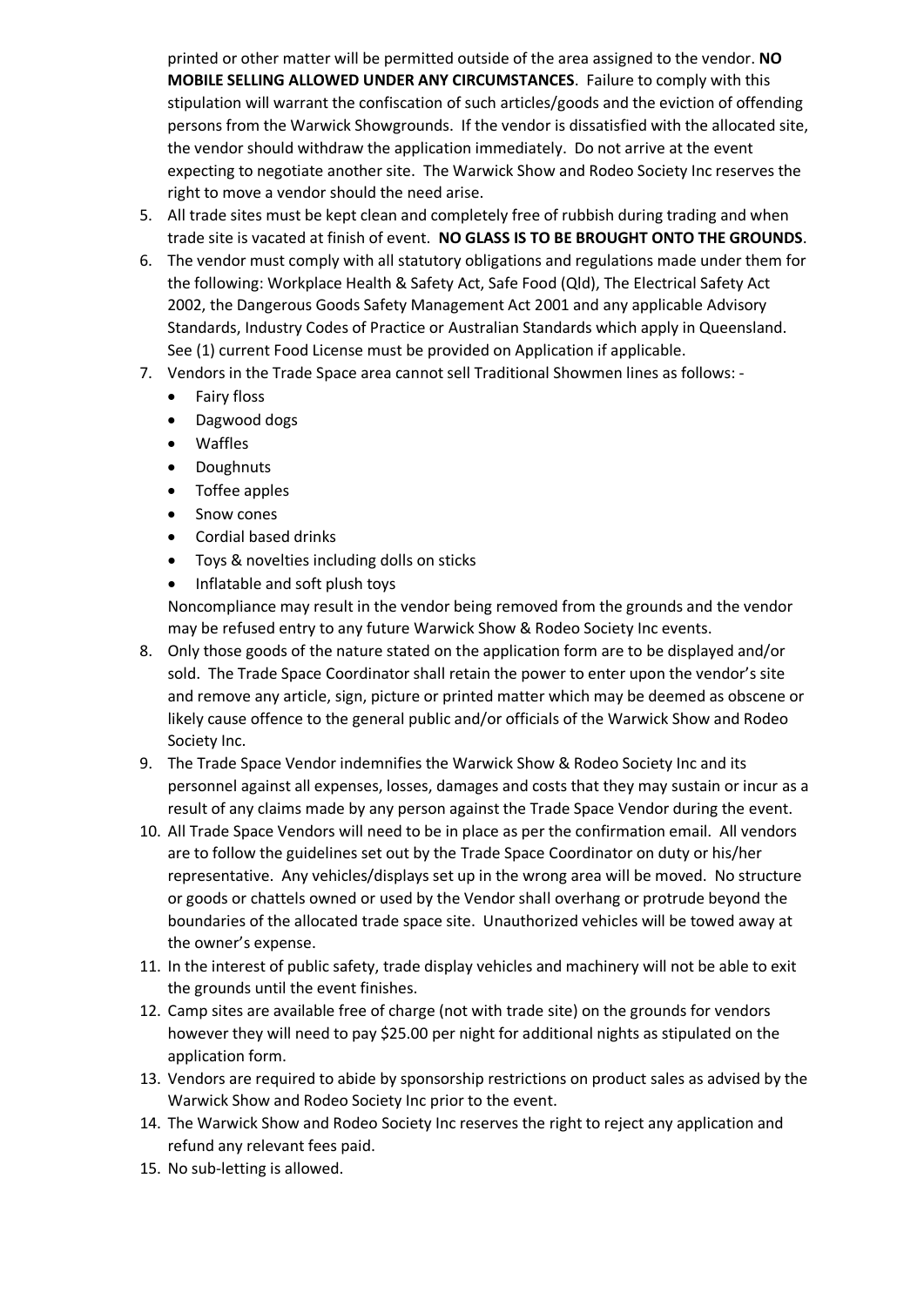printed or other matter will be permitted outside of the area assigned to the vendor. **NO MOBILE SELLING ALLOWED UNDER ANY CIRCUMSTANCES**. Failure to comply with this stipulation will warrant the confiscation of such articles/goods and the eviction of offending persons from the Warwick Showgrounds. If the vendor is dissatisfied with the allocated site, the vendor should withdraw the application immediately. Do not arrive at the event expecting to negotiate another site. The Warwick Show and Rodeo Society Inc reserves the right to move a vendor should the need arise.

5. All trade sites must be kept clean and completely free of rubbish during trading and when trade site is vacated at finish of event. **NO GLASS IS TO BE BROUGHT ONTO THE GROUNDS**.
6. The vendor must comply with all statutory obligations and regulations made under them for the following: Workplace Health & Safety Act, Safe Food (Qld), The Electrical Safety Act 2002, the Dangerous Goods Safety Management Act 2001 and any applicable Advisory Standards, Industry Codes of Practice or Australian Standards which apply in Queensland. See (1) current Food License must be provided on Application if applicable.
7. Vendors in the Trade Space area cannot sell Traditional Showmen lines as follows: -
   - Fairy floss
   - Dagwood dogs
   - Waffles
   - Doughnuts
   - Toffee apples
   - Snow cones
   - Cordial based drinks
   - Toys & novelties including dolls on sticks
   - Inflatable and soft plush toys

   Noncompliance may result in the vendor being removed from the grounds and the vendor may be refused entry to any future Warwick Show & Rodeo Society Inc events.
8. Only those goods of the nature stated on the application form are to be displayed and/or sold. The Trade Space Coordinator shall retain the power to enter upon the vendor's site and remove any article, sign, picture or printed matter which may be deemed as obscene or likely cause offence to the general public and/or officials of the Warwick Show and Rodeo Society Inc.
9. The Trade Space Vendor indemnifies the Warwick Show & Rodeo Society Inc and its personnel against all expenses, losses, damages and costs that they may sustain or incur as a result of any claims made by any person against the Trade Space Vendor during the event.
10. All Trade Space Vendors will need to be in place as per the confirmation email. All vendors are to follow the guidelines set out by the Trade Space Coordinator on duty or his/her representative. Any vehicles/displays set up in the wrong area will be moved. No structure or goods or chattels owned or used by the Vendor shall overhang or protrude beyond the boundaries of the allocated trade space site. Unauthorized vehicles will be towed away at the owner's expense.
11. In the interest of public safety, trade display vehicles and machinery will not be able to exit the grounds until the event finishes.
12. Camp sites are available free of charge (not with trade site) on the grounds for vendors however they will need to pay $25.00 per night for additional nights as stipulated on the application form.
13. Vendors are required to abide by sponsorship restrictions on product sales as advised by the Warwick Show and Rodeo Society Inc prior to the event.
14. The Warwick Show and Rodeo Society Inc reserves the right to reject any application and refund any relevant fees paid.
15. No sub-letting is allowed.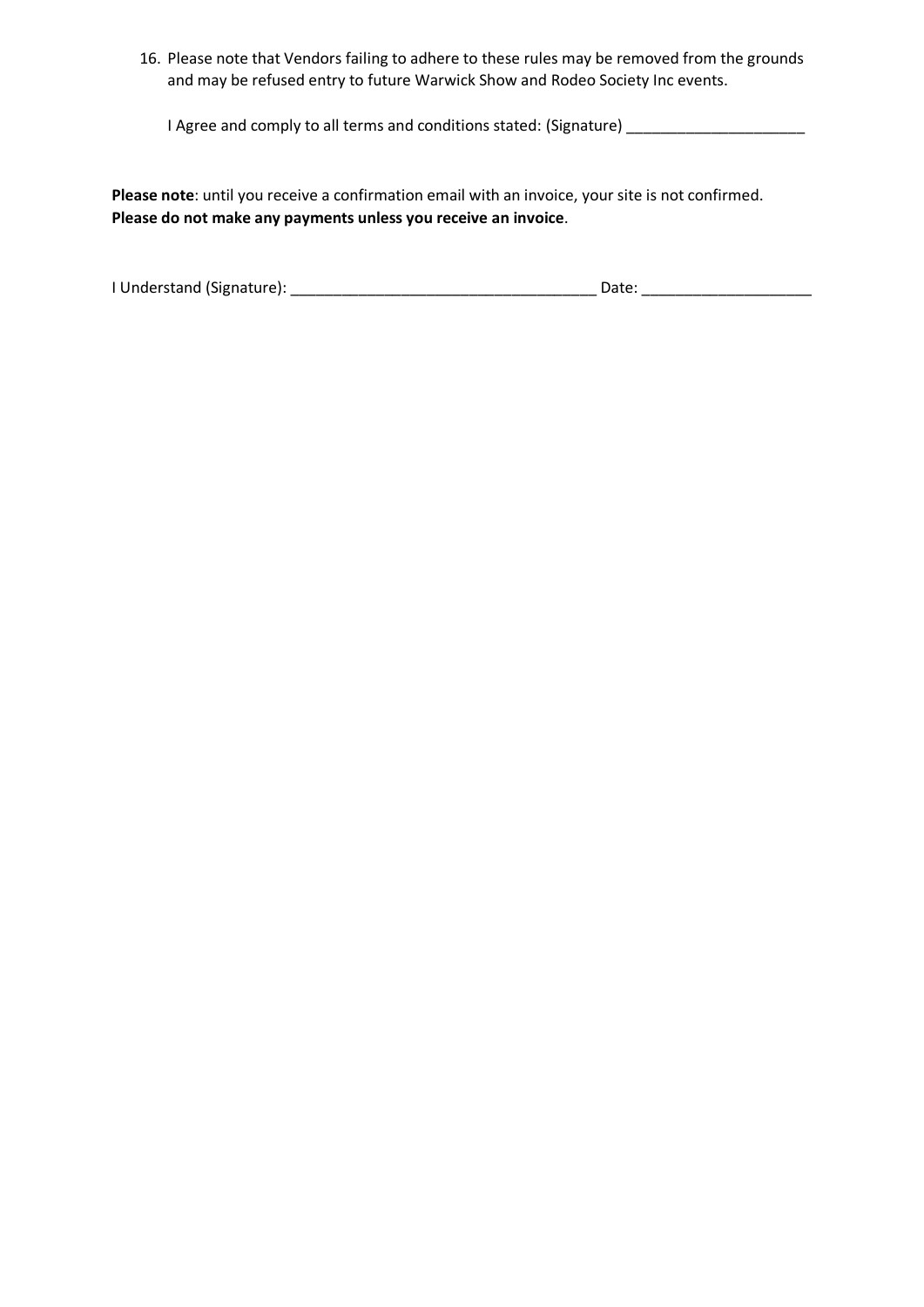16. Please note that Vendors failing to adhere to these rules may be removed from the grounds and may be refused entry to future Warwick Show and Rodeo Society Inc events.

    I Agree and comply to all terms and conditions stated: (Signature) _____________________

**Please note**: until you receive a confirmation email with an invoice, your site is not confirmed. **Please do not make any payments unless you receive an invoice**.

I Understand (Signature): ____________________________________ Date: ____________________